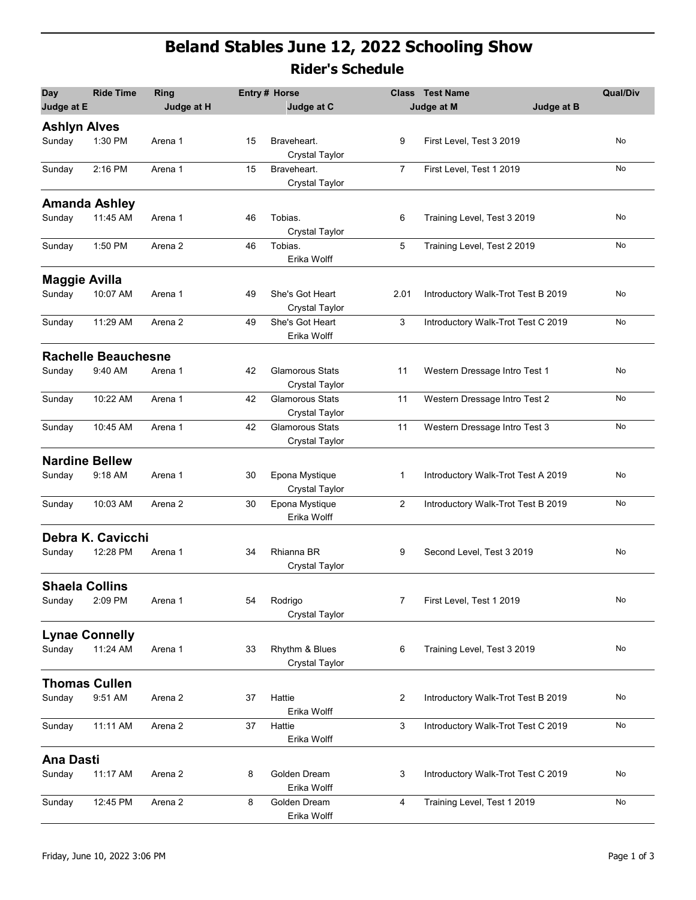# Beland Stables June 12, 2022 Schooling Show

## Rider's Schedule

| Day | Ride Time | Ring | Entry # | Horse | Class | Test Name | Qual/Div |
|---|---|---|---|---|---|---|---|
| Judge at E | | Judge at H | | Judge at C | | Judge at M / Judge at B | |
| **Ashlyn Alves** | | | | | | | |
| Sunday | 1:30 PM | Arena 1 | 15 | Braveheart. (Crystal Taylor) | 9 | First Level, Test 3 2019 | No |
| Sunday | 2:16 PM | Arena 1 | 15 | Braveheart. (Crystal Taylor) | 7 | First Level, Test 1 2019 | No |
| **Amanda Ashley** | | | | | | | |
| Sunday | 11:45 AM | Arena 1 | 46 | Tobias. (Crystal Taylor) | 6 | Training Level, Test 3 2019 | No |
| Sunday | 1:50 PM | Arena 2 | 46 | Tobias. (Erika Wolff) | 5 | Training Level, Test 2 2019 | No |
| **Maggie Avilla** | | | | | | | |
| Sunday | 10:07 AM | Arena 1 | 49 | She's Got Heart (Crystal Taylor) | 2.01 | Introductory Walk-Trot Test B 2019 | No |
| Sunday | 11:29 AM | Arena 2 | 49 | She's Got Heart (Erika Wolff) | 3 | Introductory Walk-Trot Test C 2019 | No |
| **Rachelle Beauchesne** | | | | | | | |
| Sunday | 9:40 AM | Arena 1 | 42 | Glamorous Stats (Crystal Taylor) | 11 | Western Dressage Intro Test 1 | No |
| Sunday | 10:22 AM | Arena 1 | 42 | Glamorous Stats (Crystal Taylor) | 11 | Western Dressage Intro Test 2 | No |
| Sunday | 10:45 AM | Arena 1 | 42 | Glamorous Stats (Crystal Taylor) | 11 | Western Dressage Intro Test 3 | No |
| **Nardine Bellew** | | | | | | | |
| Sunday | 9:18 AM | Arena 1 | 30 | Epona Mystique (Crystal Taylor) | 1 | Introductory Walk-Trot Test A 2019 | No |
| Sunday | 10:03 AM | Arena 2 | 30 | Epona Mystique (Erika Wolff) | 2 | Introductory Walk-Trot Test B 2019 | No |
| **Debra K. Cavicchi** | | | | | | | |
| Sunday | 12:28 PM | Arena 1 | 34 | Rhianna BR (Crystal Taylor) | 9 | Second Level, Test 3 2019 | No |
| **Shaela Collins** | | | | | | | |
| Sunday | 2:09 PM | Arena 1 | 54 | Rodrigo (Crystal Taylor) | 7 | First Level, Test 1 2019 | No |
| **Lynae Connelly** | | | | | | | |
| Sunday | 11:24 AM | Arena 1 | 33 | Rhythm & Blues (Crystal Taylor) | 6 | Training Level, Test 3 2019 | No |
| **Thomas Cullen** | | | | | | | |
| Sunday | 9:51 AM | Arena 2 | 37 | Hattie (Erika Wolff) | 2 | Introductory Walk-Trot Test B 2019 | No |
| Sunday | 11:11 AM | Arena 2 | 37 | Hattie (Erika Wolff) | 3 | Introductory Walk-Trot Test C 2019 | No |
| **Ana Dasti** | | | | | | | |
| Sunday | 11:17 AM | Arena 2 | 8 | Golden Dream (Erika Wolff) | 3 | Introductory Walk-Trot Test C 2019 | No |
| Sunday | 12:45 PM | Arena 2 | 8 | Golden Dream (Erika Wolff) | 4 | Training Level, Test 1 2019 | No |

Friday, June 10, 2022 3:06 PM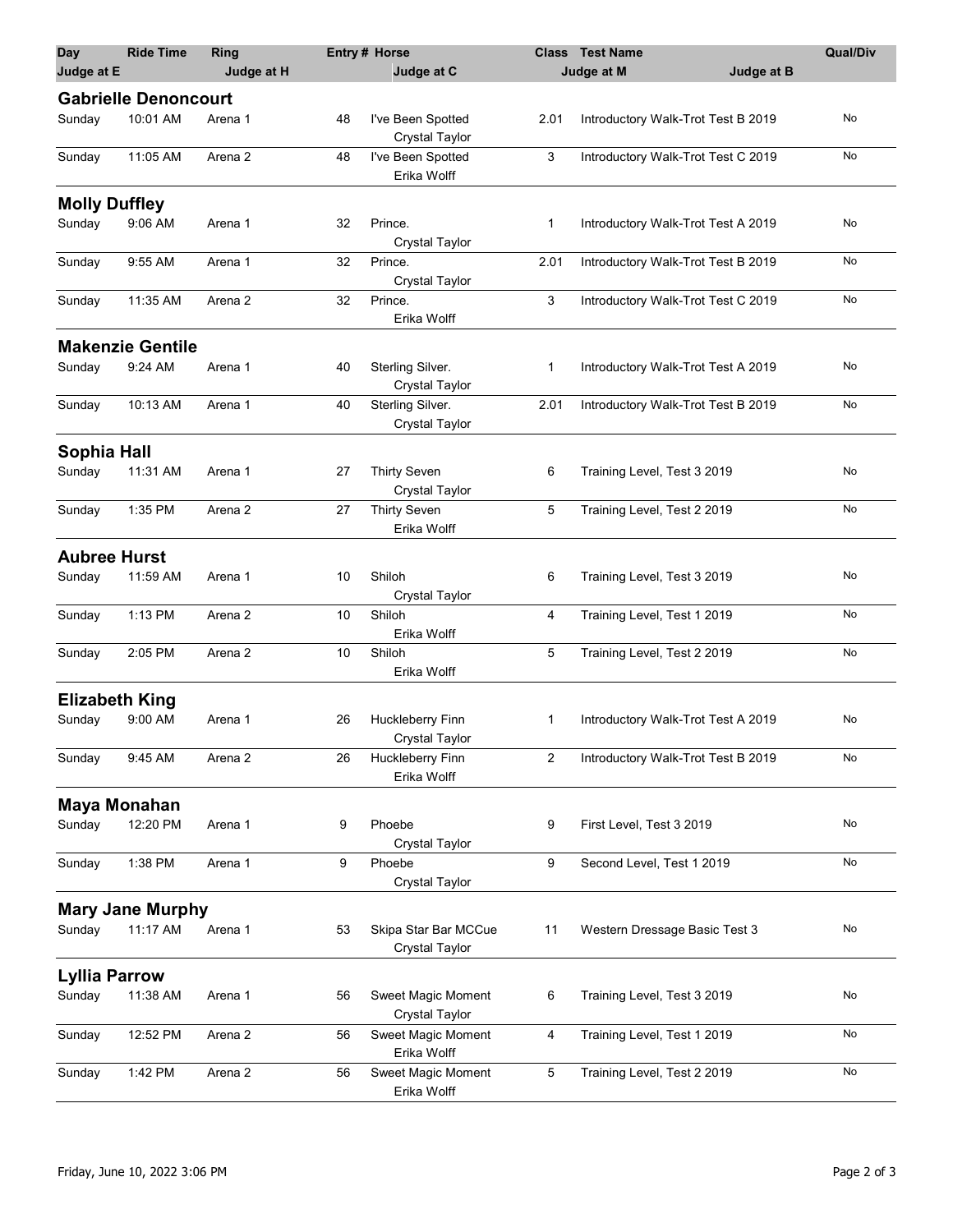| Day | Ride Time | Ring | Entry # | Horse | Class | Test Name | Qual/Div |
|---|---|---|---|---|---|---|---|
| Judge at E | | Judge at H | | Judge at C | | Judge at M / Judge at B | |

## Gabrielle Denoncourt

| Day | Ride Time | Ring | Entry # | Horse / Judge at C | Class | Test Name | Qual/Div |
|---|---|---|---|---|---|---|---|
| Sunday | 10:01 AM | Arena 1 | 48 | I've Been Spotted<br>Crystal Taylor | 2.01 | Introductory Walk-Trot Test B 2019 | No |
| Sunday | 11:05 AM | Arena 2 | 48 | I've Been Spotted<br>Erika Wolff | 3 | Introductory Walk-Trot Test C 2019 | No |

## Molly Duffley

| Day | Ride Time | Ring | Entry # | Horse / Judge at C | Class | Test Name | Qual/Div |
|---|---|---|---|---|---|---|---|
| Sunday | 9:06 AM | Arena 1 | 32 | Prince.<br>Crystal Taylor | 1 | Introductory Walk-Trot Test A 2019 | No |
| Sunday | 9:55 AM | Arena 1 | 32 | Prince.<br>Crystal Taylor | 2.01 | Introductory Walk-Trot Test B 2019 | No |
| Sunday | 11:35 AM | Arena 2 | 32 | Prince.<br>Erika Wolff | 3 | Introductory Walk-Trot Test C 2019 | No |

## Makenzie Gentile

| Day | Ride Time | Ring | Entry # | Horse / Judge at C | Class | Test Name | Qual/Div |
|---|---|---|---|---|---|---|---|
| Sunday | 9:24 AM | Arena 1 | 40 | Sterling Silver.<br>Crystal Taylor | 1 | Introductory Walk-Trot Test A 2019 | No |
| Sunday | 10:13 AM | Arena 1 | 40 | Sterling Silver.<br>Crystal Taylor | 2.01 | Introductory Walk-Trot Test B 2019 | No |

## Sophia Hall

| Day | Ride Time | Ring | Entry # | Horse / Judge at C | Class | Test Name | Qual/Div |
|---|---|---|---|---|---|---|---|
| Sunday | 11:31 AM | Arena 1 | 27 | Thirty Seven<br>Crystal Taylor | 6 | Training Level, Test 3 2019 | No |
| Sunday | 1:35 PM | Arena 2 | 27 | Thirty Seven<br>Erika Wolff | 5 | Training Level, Test 2 2019 | No |

## Aubree Hurst

| Day | Ride Time | Ring | Entry # | Horse / Judge at C | Class | Test Name | Qual/Div |
|---|---|---|---|---|---|---|---|
| Sunday | 11:59 AM | Arena 1 | 10 | Shiloh<br>Crystal Taylor | 6 | Training Level, Test 3 2019 | No |
| Sunday | 1:13 PM | Arena 2 | 10 | Shiloh<br>Erika Wolff | 4 | Training Level, Test 1 2019 | No |
| Sunday | 2:05 PM | Arena 2 | 10 | Shiloh<br>Erika Wolff | 5 | Training Level, Test 2 2019 | No |

## Elizabeth King

| Day | Ride Time | Ring | Entry # | Horse / Judge at C | Class | Test Name | Qual/Div |
|---|---|---|---|---|---|---|---|
| Sunday | 9:00 AM | Arena 1 | 26 | Huckleberry Finn<br>Crystal Taylor | 1 | Introductory Walk-Trot Test A 2019 | No |
| Sunday | 9:45 AM | Arena 2 | 26 | Huckleberry Finn<br>Erika Wolff | 2 | Introductory Walk-Trot Test B 2019 | No |

## Maya Monahan

| Day | Ride Time | Ring | Entry # | Horse / Judge at C | Class | Test Name | Qual/Div |
|---|---|---|---|---|---|---|---|
| Sunday | 12:20 PM | Arena 1 | 9 | Phoebe<br>Crystal Taylor | 9 | First Level, Test 3 2019 | No |
| Sunday | 1:38 PM | Arena 1 | 9 | Phoebe<br>Crystal Taylor | 9 | Second Level, Test 1 2019 | No |

## Mary Jane Murphy

| Day | Ride Time | Ring | Entry # | Horse / Judge at C | Class | Test Name | Qual/Div |
|---|---|---|---|---|---|---|---|
| Sunday | 11:17 AM | Arena 1 | 53 | Skipa Star Bar MCCue<br>Crystal Taylor | 11 | Western Dressage Basic Test 3 | No |

## Lyllia Parrow

| Day | Ride Time | Ring | Entry # | Horse / Judge at C | Class | Test Name | Qual/Div |
|---|---|---|---|---|---|---|---|
| Sunday | 11:38 AM | Arena 1 | 56 | Sweet Magic Moment<br>Crystal Taylor | 6 | Training Level, Test 3 2019 | No |
| Sunday | 12:52 PM | Arena 2 | 56 | Sweet Magic Moment<br>Erika Wolff | 4 | Training Level, Test 1 2019 | No |
| Sunday | 1:42 PM | Arena 2 | 56 | Sweet Magic Moment<br>Erika Wolff | 5 | Training Level, Test 2 2019 | No |

Friday, June 10, 2022 3:06 PM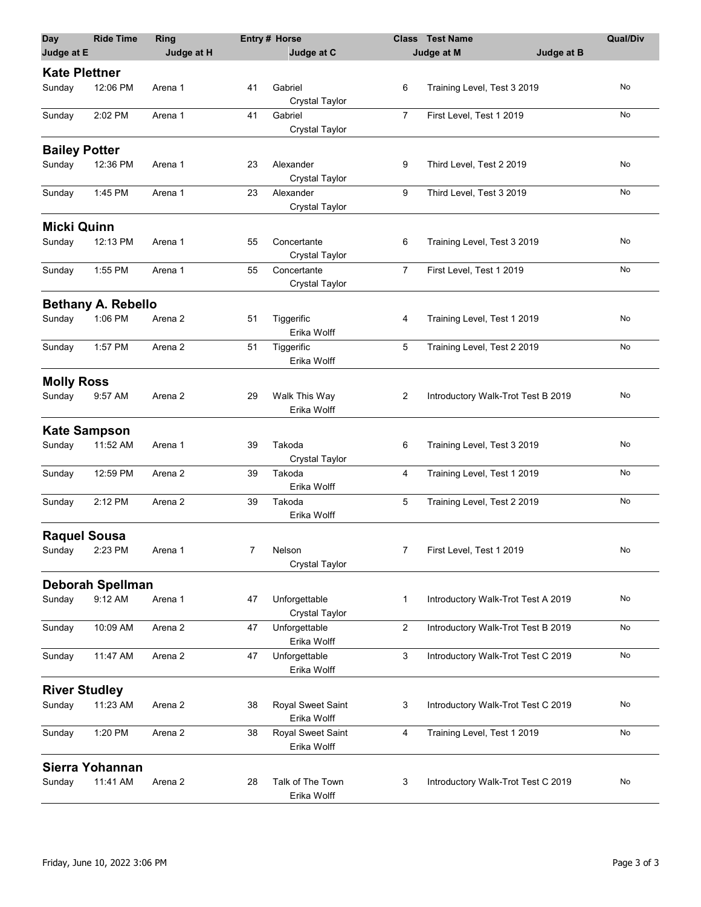| Day | Ride Time | Ring | Entry # | Horse | Class | Test Name | Qual/Div |
|---|---|---|---|---|---|---|---|
| Judge at E | | Judge at H | | Judge at C | | Judge at M / Judge at B | |

**Kate Plettner**

| Day | Ride Time | Ring | Entry # | Horse / Judge at C | Class | Test Name | Qual/Div |
|---|---|---|---|---|---|---|---|
| Sunday | 12:06 PM | Arena 1 | 41 | Gabriel<br>Crystal Taylor | 6 | Training Level, Test 3 2019 | No |
| Sunday | 2:02 PM | Arena 1 | 41 | Gabriel<br>Crystal Taylor | 7 | First Level, Test 1 2019 | No |

**Bailey Potter**

| Day | Ride Time | Ring | Entry # | Horse / Judge at C | Class | Test Name | Qual/Div |
|---|---|---|---|---|---|---|---|
| Sunday | 12:36 PM | Arena 1 | 23 | Alexander<br>Crystal Taylor | 9 | Third Level, Test 2 2019 | No |
| Sunday | 1:45 PM | Arena 1 | 23 | Alexander<br>Crystal Taylor | 9 | Third Level, Test 3 2019 | No |

**Micki Quinn**

| Day | Ride Time | Ring | Entry # | Horse / Judge at C | Class | Test Name | Qual/Div |
|---|---|---|---|---|---|---|---|
| Sunday | 12:13 PM | Arena 1 | 55 | Concertante<br>Crystal Taylor | 6 | Training Level, Test 3 2019 | No |
| Sunday | 1:55 PM | Arena 1 | 55 | Concertante<br>Crystal Taylor | 7 | First Level, Test 1 2019 | No |

**Bethany A. Rebello**

| Day | Ride Time | Ring | Entry # | Horse / Judge at C | Class | Test Name | Qual/Div |
|---|---|---|---|---|---|---|---|
| Sunday | 1:06 PM | Arena 2 | 51 | Tiggerific<br>Erika Wolff | 4 | Training Level, Test 1 2019 | No |
| Sunday | 1:57 PM | Arena 2 | 51 | Tiggerific<br>Erika Wolff | 5 | Training Level, Test 2 2019 | No |

**Molly Ross**

| Day | Ride Time | Ring | Entry # | Horse / Judge at C | Class | Test Name | Qual/Div |
|---|---|---|---|---|---|---|---|
| Sunday | 9:57 AM | Arena 2 | 29 | Walk This Way<br>Erika Wolff | 2 | Introductory Walk-Trot Test B 2019 | No |

**Kate Sampson**

| Day | Ride Time | Ring | Entry # | Horse / Judge at C | Class | Test Name | Qual/Div |
|---|---|---|---|---|---|---|---|
| Sunday | 11:52 AM | Arena 1 | 39 | Takoda<br>Crystal Taylor | 6 | Training Level, Test 3 2019 | No |
| Sunday | 12:59 PM | Arena 2 | 39 | Takoda<br>Erika Wolff | 4 | Training Level, Test 1 2019 | No |
| Sunday | 2:12 PM | Arena 2 | 39 | Takoda<br>Erika Wolff | 5 | Training Level, Test 2 2019 | No |

**Raquel Sousa**

| Day | Ride Time | Ring | Entry # | Horse / Judge at C | Class | Test Name | Qual/Div |
|---|---|---|---|---|---|---|---|
| Sunday | 2:23 PM | Arena 1 | 7 | Nelson<br>Crystal Taylor | 7 | First Level, Test 1 2019 | No |

**Deborah Spellman**

| Day | Ride Time | Ring | Entry # | Horse / Judge at C | Class | Test Name | Qual/Div |
|---|---|---|---|---|---|---|---|
| Sunday | 9:12 AM | Arena 1 | 47 | Unforgettable<br>Crystal Taylor | 1 | Introductory Walk-Trot Test A 2019 | No |
| Sunday | 10:09 AM | Arena 2 | 47 | Unforgettable<br>Erika Wolff | 2 | Introductory Walk-Trot Test B 2019 | No |
| Sunday | 11:47 AM | Arena 2 | 47 | Unforgettable<br>Erika Wolff | 3 | Introductory Walk-Trot Test C 2019 | No |

**River Studley**

| Day | Ride Time | Ring | Entry # | Horse / Judge at C | Class | Test Name | Qual/Div |
|---|---|---|---|---|---|---|---|
| Sunday | 11:23 AM | Arena 2 | 38 | Royal Sweet Saint<br>Erika Wolff | 3 | Introductory Walk-Trot Test C 2019 | No |
| Sunday | 1:20 PM | Arena 2 | 38 | Royal Sweet Saint<br>Erika Wolff | 4 | Training Level, Test 1 2019 | No |

**Sierra Yohannan**

| Day | Ride Time | Ring | Entry # | Horse / Judge at C | Class | Test Name | Qual/Div |
|---|---|---|---|---|---|---|---|
| Sunday | 11:41 AM | Arena 2 | 28 | Talk of The Town<br>Erika Wolff | 3 | Introductory Walk-Trot Test C 2019 | No |

Friday, June 10, 2022 3:06 PM